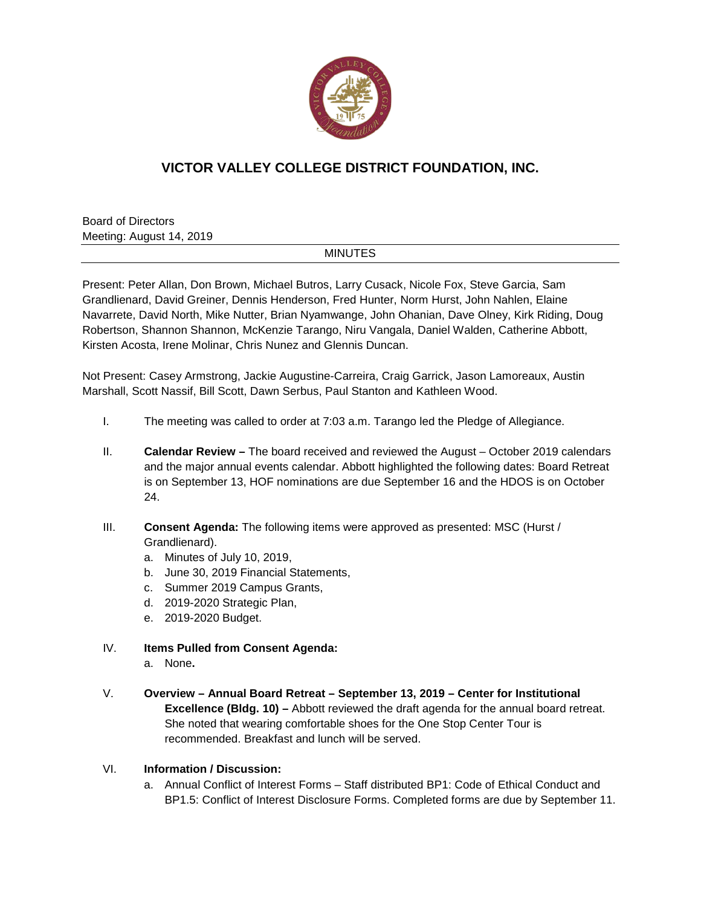# VICTOR VALLEY COLLEGE DISTRICT FOUNDATION, INC.

Board of Directors
Meeting: August 14, 2019

MINUTES

Present: Peter Allan, Don Brown, Michael Butros, Larry Cusack, Nicole Fox, Steve Garcia, Sam Grandlienard, David Greiner, Dennis Henderson, Fred Hunter, Norm Hurst, John Nahlen, Elaine Navarrete, David North, Mike Nutter, Brian Nyamwange, John Ohanian, Dave Olney, Kirk Riding, Doug Robertson, Shannon Shannon, McKenzie Tarango, Niru Vangala, Daniel Walden, Catherine Abbott, Kirsten Acosta, Irene Molinar, Chris Nunez and Glennis Duncan.

Not Present: Casey Armstrong, Jackie Augustine-Carreira, Craig Garrick, Jason Lamoreaux, Austin Marshall, Scott Nassif, Bill Scott, Dawn Serbus, Paul Stanton and Kathleen Wood.

I. The meeting was called to order at 7:03 a.m. Tarango led the Pledge of Allegiance.

II. **Calendar Review –** The board received and reviewed the August – October 2019 calendars and the major annual events calendar. Abbott highlighted the following dates: Board Retreat is on September 13, HOF nominations are due September 16 and the HDOS is on October 24.

III. **Consent Agenda:** The following items were approved as presented: MSC (Hurst / Grandlienard).
   a. Minutes of July 10, 2019,
   b. June 30, 2019 Financial Statements,
   c. Summer 2019 Campus Grants,
   d. 2019-2020 Strategic Plan,
   e. 2019-2020 Budget.

IV. **Items Pulled from Consent Agenda:**
   a. None**.**

V. **Overview – Annual Board Retreat – September 13, 2019 – Center for Institutional Excellence (Bldg. 10) –** Abbott reviewed the draft agenda for the annual board retreat. She noted that wearing comfortable shoes for the One Stop Center Tour is recommended. Breakfast and lunch will be served.

VI. **Information / Discussion:**
   a. Annual Conflict of Interest Forms – Staff distributed BP1: Code of Ethical Conduct and BP1.5: Conflict of Interest Disclosure Forms. Completed forms are due by September 11.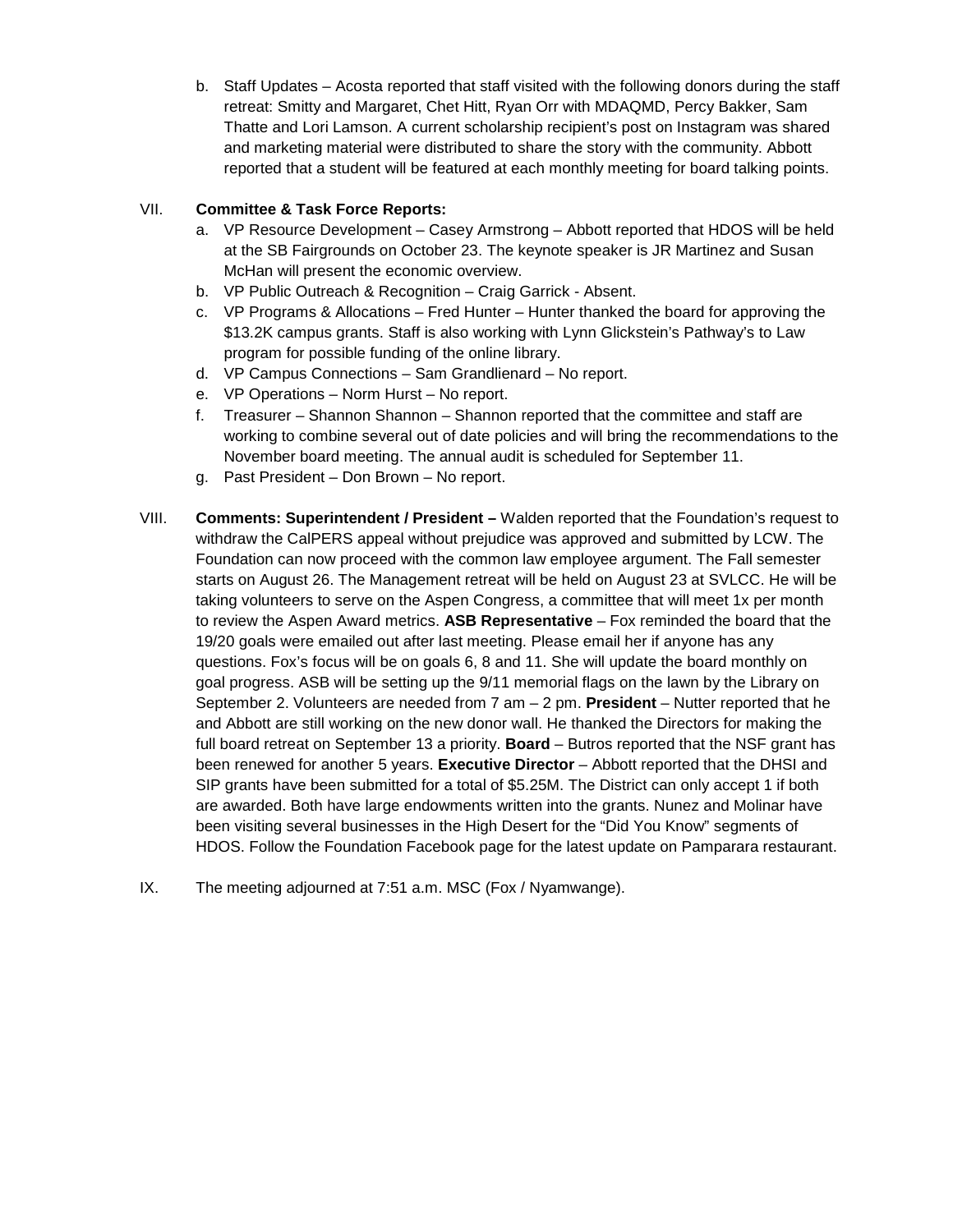b. Staff Updates – Acosta reported that staff visited with the following donors during the staff retreat: Smitty and Margaret, Chet Hitt, Ryan Orr with MDAQMD, Percy Bakker, Sam Thatte and Lori Lamson. A current scholarship recipient's post on Instagram was shared and marketing material were distributed to share the story with the community. Abbott reported that a student will be featured at each monthly meeting for board talking points.

VII. **Committee & Task Force Reports:**

a. VP Resource Development – Casey Armstrong – Abbott reported that HDOS will be held at the SB Fairgrounds on October 23. The keynote speaker is JR Martinez and Susan McHan will present the economic overview.
b. VP Public Outreach & Recognition – Craig Garrick - Absent.
c. VP Programs & Allocations – Fred Hunter – Hunter thanked the board for approving the $13.2K campus grants. Staff is also working with Lynn Glickstein's Pathway's to Law program for possible funding of the online library.
d. VP Campus Connections – Sam Grandlienard – No report.
e. VP Operations – Norm Hurst – No report.
f. Treasurer – Shannon Shannon – Shannon reported that the committee and staff are working to combine several out of date policies and will bring the recommendations to the November board meeting. The annual audit is scheduled for September 11.
g. Past President – Don Brown – No report.

VIII. **Comments: Superintendent / President –** Walden reported that the Foundation's request to withdraw the CalPERS appeal without prejudice was approved and submitted by LCW. The Foundation can now proceed with the common law employee argument. The Fall semester starts on August 26. The Management retreat will be held on August 23 at SVLCC. He will be taking volunteers to serve on the Aspen Congress, a committee that will meet 1x per month to review the Aspen Award metrics. **ASB Representative** – Fox reminded the board that the 19/20 goals were emailed out after last meeting. Please email her if anyone has any questions. Fox's focus will be on goals 6, 8 and 11. She will update the board monthly on goal progress. ASB will be setting up the 9/11 memorial flags on the lawn by the Library on September 2. Volunteers are needed from 7 am – 2 pm. **President** – Nutter reported that he and Abbott are still working on the new donor wall. He thanked the Directors for making the full board retreat on September 13 a priority. **Board** – Butros reported that the NSF grant has been renewed for another 5 years. **Executive Director** – Abbott reported that the DHSI and SIP grants have been submitted for a total of $5.25M. The District can only accept 1 if both are awarded. Both have large endowments written into the grants. Nunez and Molinar have been visiting several businesses in the High Desert for the "Did You Know" segments of HDOS. Follow the Foundation Facebook page for the latest update on Pamparara restaurant.

IX. The meeting adjourned at 7:51 a.m. MSC (Fox / Nyamwange).